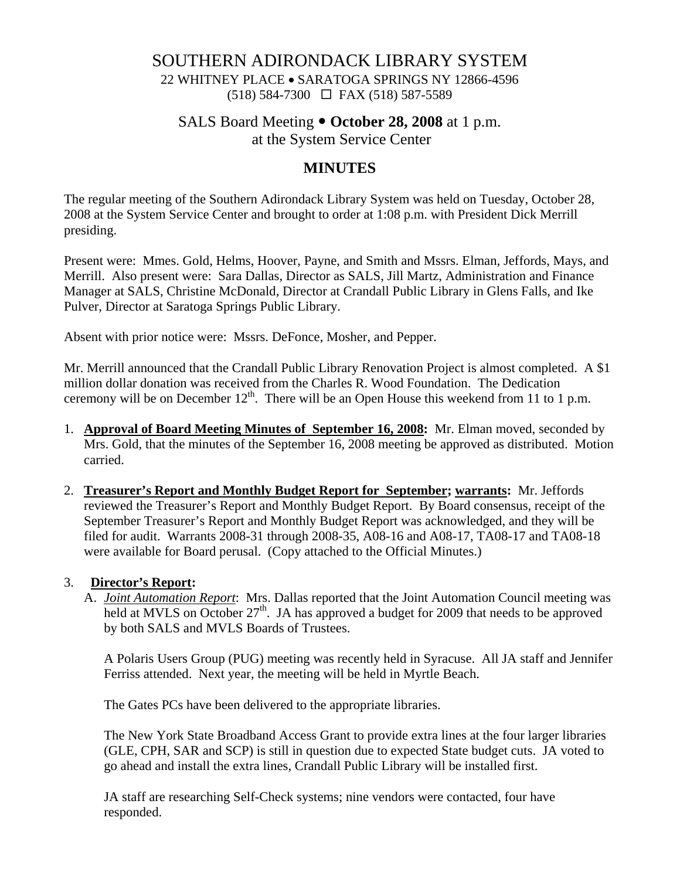# SOUTHERN ADIRONDACK LIBRARY SYSTEM

22 WHITNEY PLACE • SARATOGA SPRINGS NY 12866-4596
(518) 584-7300 ☐ FAX (518) 587-5589

SALS Board Meeting • **October 28, 2008** at 1 p.m.
at the System Service Center

## MINUTES

The regular meeting of the Southern Adirondack Library System was held on Tuesday, October 28, 2008 at the System Service Center and brought to order at 1:08 p.m. with President Dick Merrill presiding.

Present were: Mmes. Gold, Helms, Hoover, Payne, and Smith and Mssrs. Elman, Jeffords, Mays, and Merrill. Also present were: Sara Dallas, Director as SALS, Jill Martz, Administration and Finance Manager at SALS, Christine McDonald, Director at Crandall Public Library in Glens Falls, and Ike Pulver, Director at Saratoga Springs Public Library.

Absent with prior notice were: Mssrs. DeFonce, Mosher, and Pepper.

Mr. Merrill announced that the Crandall Public Library Renovation Project is almost completed. A $1 million dollar donation was received from the Charles R. Wood Foundation. The Dedication ceremony will be on December 12th. There will be an Open House this weekend from 11 to 1 p.m.

1. **Approval of Board Meeting Minutes of September 16, 2008:** Mr. Elman moved, seconded by Mrs. Gold, that the minutes of the September 16, 2008 meeting be approved as distributed. Motion carried.

2. **Treasurer's Report and Monthly Budget Report for September; warrants:** Mr. Jeffords reviewed the Treasurer's Report and Monthly Budget Report. By Board consensus, receipt of the September Treasurer's Report and Monthly Budget Report was acknowledged, and they will be filed for audit. Warrants 2008-31 through 2008-35, A08-16 and A08-17, TA08-17 and TA08-18 were available for Board perusal. (Copy attached to the Official Minutes.)

3. **Director's Report:**

   A. *Joint Automation Report*: Mrs. Dallas reported that the Joint Automation Council meeting was held at MVLS on October 27th. JA has approved a budget for 2009 that needs to be approved by both SALS and MVLS Boards of Trustees.

   A Polaris Users Group (PUG) meeting was recently held in Syracuse. All JA staff and Jennifer Ferriss attended. Next year, the meeting will be held in Myrtle Beach.

   The Gates PCs have been delivered to the appropriate libraries.

   The New York State Broadband Access Grant to provide extra lines at the four larger libraries (GLE, CPH, SAR and SCP) is still in question due to expected State budget cuts. JA voted to go ahead and install the extra lines, Crandall Public Library will be installed first.

   JA staff are researching Self-Check systems; nine vendors were contacted, four have responded.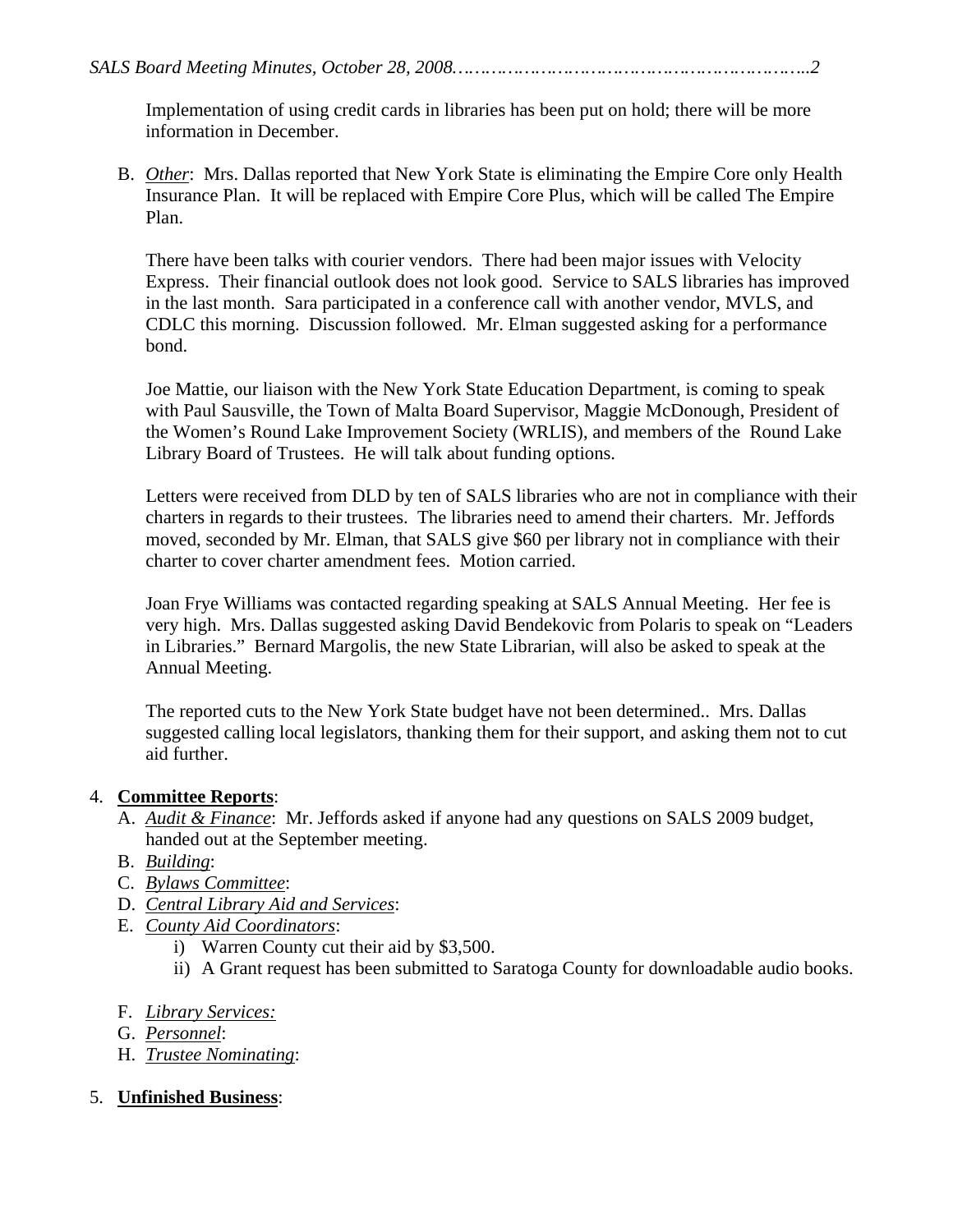Implementation of using credit cards in libraries has been put on hold; there will be more information in December.

B. *Other*: Mrs. Dallas reported that New York State is eliminating the Empire Core only Health Insurance Plan. It will be replaced with Empire Core Plus, which will be called The Empire Plan.

   There have been talks with courier vendors. There had been major issues with Velocity Express. Their financial outlook does not look good. Service to SALS libraries has improved in the last month. Sara participated in a conference call with another vendor, MVLS, and CDLC this morning. Discussion followed. Mr. Elman suggested asking for a performance bond.

   Joe Mattie, our liaison with the New York State Education Department, is coming to speak with Paul Sausville, the Town of Malta Board Supervisor, Maggie McDonough, President of the Women's Round Lake Improvement Society (WRLIS), and members of the Round Lake Library Board of Trustees. He will talk about funding options.

   Letters were received from DLD by ten of SALS libraries who are not in compliance with their charters in regards to their trustees. The libraries need to amend their charters. Mr. Jeffords moved, seconded by Mr. Elman, that SALS give $60 per library not in compliance with their charter to cover charter amendment fees. Motion carried.

   Joan Frye Williams was contacted regarding speaking at SALS Annual Meeting. Her fee is very high. Mrs. Dallas suggested asking David Bendekovic from Polaris to speak on "Leaders in Libraries." Bernard Margolis, the new State Librarian, will also be asked to speak at the Annual Meeting.

   The reported cuts to the New York State budget have not been determined.. Mrs. Dallas suggested calling local legislators, thanking them for their support, and asking them not to cut aid further.

4. **Committee Reports**:
   A. *Audit & Finance*: Mr. Jeffords asked if anyone had any questions on SALS 2009 budget, handed out at the September meeting.
   B. *Building*:
   C. *Bylaws Committee*:
   D. *Central Library Aid and Services*:
   E. *County Aid Coordinators*:
      i) Warren County cut their aid by $3,500.
      ii) A Grant request has been submitted to Saratoga County for downloadable audio books.
   F. *Library Services:*
   G. *Personnel*:
   H. *Trustee Nominating*:

5. **Unfinished Business**: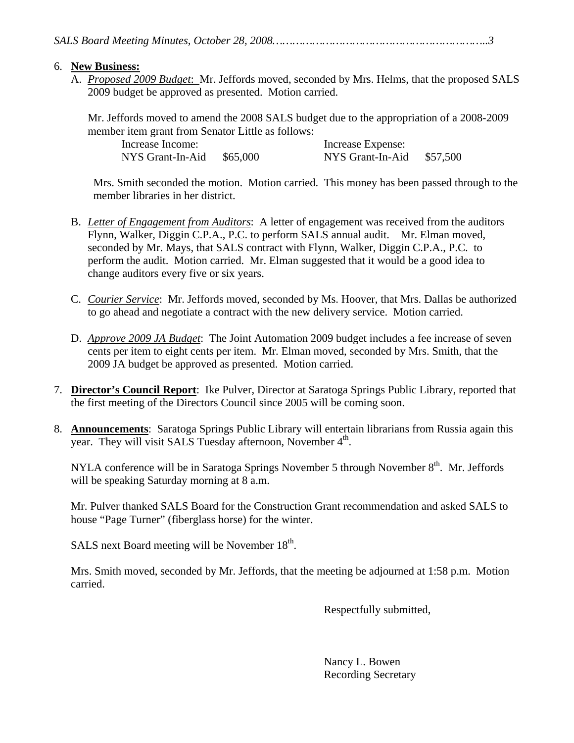6. **New Business:**

   A. *Proposed 2009 Budget*: Mr. Jeffords moved, seconded by Mrs. Helms, that the proposed SALS 2009 budget be approved as presented. Motion carried.

   Mr. Jeffords moved to amend the 2008 SALS budget due to the appropriation of a 2008-2009 member item grant from Senator Little as follows:

   | | | | |
   |---|---|---|---|
   | Increase Income: | | Increase Expense: | |
   | NYS Grant-In-Aid | \$65,000 | NYS Grant-In-Aid | \$57,500 |

   Mrs. Smith seconded the motion. Motion carried. This money has been passed through to the member libraries in her district.

   B. *Letter of Engagement from Auditors*: A letter of engagement was received from the auditors Flynn, Walker, Diggin C.P.A., P.C. to perform SALS annual audit. Mr. Elman moved, seconded by Mr. Mays, that SALS contract with Flynn, Walker, Diggin C.P.A., P.C. to perform the audit. Motion carried. Mr. Elman suggested that it would be a good idea to change auditors every five or six years.

   C. *Courier Service*: Mr. Jeffords moved, seconded by Ms. Hoover, that Mrs. Dallas be authorized to go ahead and negotiate a contract with the new delivery service. Motion carried.

   D. *Approve 2009 JA Budget*: The Joint Automation 2009 budget includes a fee increase of seven cents per item to eight cents per item. Mr. Elman moved, seconded by Mrs. Smith, that the 2009 JA budget be approved as presented. Motion carried.

7. **Director's Council Report**: Ike Pulver, Director at Saratoga Springs Public Library, reported that the first meeting of the Directors Council since 2005 will be coming soon.

8. **Announcements**: Saratoga Springs Public Library will entertain librarians from Russia again this year. They will visit SALS Tuesday afternoon, November 4th.

   NYLA conference will be in Saratoga Springs November 5 through November 8th. Mr. Jeffords will be speaking Saturday morning at 8 a.m.

   Mr. Pulver thanked SALS Board for the Construction Grant recommendation and asked SALS to house "Page Turner" (fiberglass horse) for the winter.

   SALS next Board meeting will be November 18th.

   Mrs. Smith moved, seconded by Mr. Jeffords, that the meeting be adjourned at 1:58 p.m. Motion carried.

Respectfully submitted,

Nancy L. Bowen
Recording Secretary